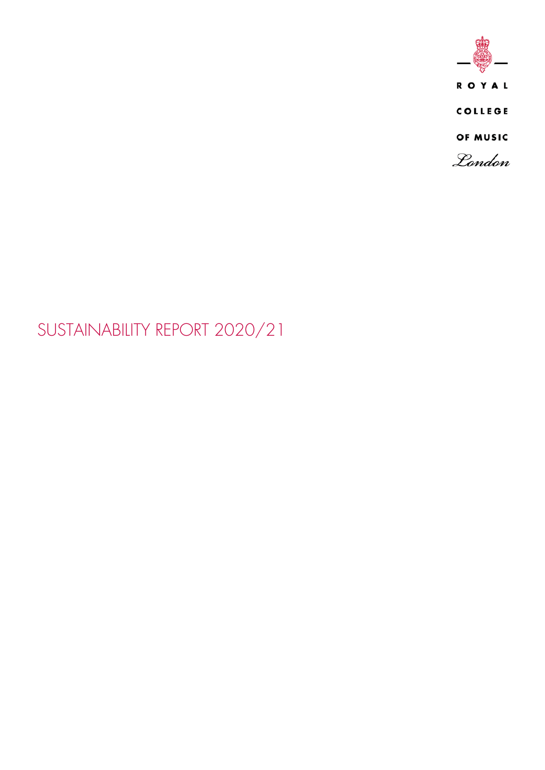ROYAL

COLLEGE

OF MUSIC

London

# SUSTAINABILITY REPORT 2020/21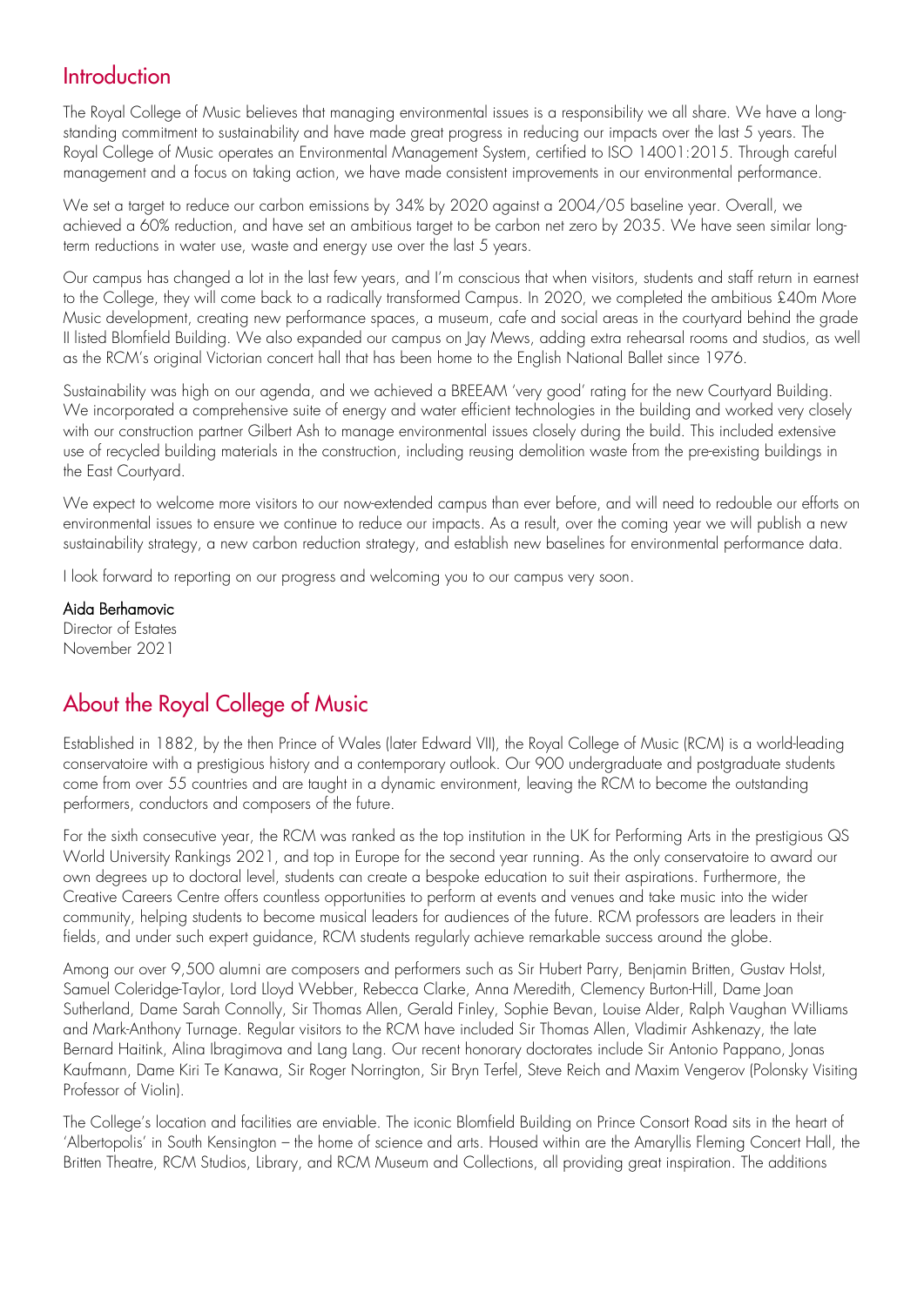## Introduction

The Royal College of Music believes that managing environmental issues is a responsibility we all share. We have a long-standing commitment to sustainability and have made great progress in reducing our impacts over the last 5 years. The Royal College of Music operates an Environmental Management System, certified to ISO 14001:2015. Through careful management and a focus on taking action, we have made consistent improvements in our environmental performance.

We set a target to reduce our carbon emissions by 34% by 2020 against a 2004/05 baseline year. Overall, we achieved a 60% reduction, and have set an ambitious target to be carbon net zero by 2035. We have seen similar long-term reductions in water use, waste and energy use over the last 5 years.

Our campus has changed a lot in the last few years, and I'm conscious that when visitors, students and staff return in earnest to the College, they will come back to a radically transformed Campus. In 2020, we completed the ambitious £40m More Music development, creating new performance spaces, a museum, cafe and social areas in the courtyard behind the grade II listed Blomfield Building. We also expanded our campus on Jay Mews, adding extra rehearsal rooms and studios, as well as the RCM's original Victorian concert hall that has been home to the English National Ballet since 1976.

Sustainability was high on our agenda, and we achieved a BREEAM 'very good' rating for the new Courtyard Building. We incorporated a comprehensive suite of energy and water efficient technologies in the building and worked very closely with our construction partner Gilbert Ash to manage environmental issues closely during the build. This included extensive use of recycled building materials in the construction, including reusing demolition waste from the pre-existing buildings in the East Courtyard.

We expect to welcome more visitors to our now-extended campus than ever before, and will need to redouble our efforts on environmental issues to ensure we continue to reduce our impacts. As a result, over the coming year we will publish a new sustainability strategy, a new carbon reduction strategy, and establish new baselines for environmental performance data.

I look forward to reporting on our progress and welcoming you to our campus very soon.

**Aida Berhamovic**
Director of Estates
November 2021

## About the Royal College of Music

Established in 1882, by the then Prince of Wales (later Edward VII), the Royal College of Music (RCM) is a world-leading conservatoire with a prestigious history and a contemporary outlook. Our 900 undergraduate and postgraduate students come from over 55 countries and are taught in a dynamic environment, leaving the RCM to become the outstanding performers, conductors and composers of the future.

For the sixth consecutive year, the RCM was ranked as the top institution in the UK for Performing Arts in the prestigious QS World University Rankings 2021, and top in Europe for the second year running. As the only conservatoire to award our own degrees up to doctoral level, students can create a bespoke education to suit their aspirations. Furthermore, the Creative Careers Centre offers countless opportunities to perform at events and venues and take music into the wider community, helping students to become musical leaders for audiences of the future. RCM professors are leaders in their fields, and under such expert guidance, RCM students regularly achieve remarkable success around the globe.

Among our over 9,500 alumni are composers and performers such as Sir Hubert Parry, Benjamin Britten, Gustav Holst, Samuel Coleridge-Taylor, Lord Lloyd Webber, Rebecca Clarke, Anna Meredith, Clemency Burton-Hill, Dame Joan Sutherland, Dame Sarah Connolly, Sir Thomas Allen, Gerald Finley, Sophie Bevan, Louise Alder, Ralph Vaughan Williams and Mark-Anthony Turnage. Regular visitors to the RCM have included Sir Thomas Allen, Vladimir Ashkenazy, the late Bernard Haitink, Alina Ibragimova and Lang Lang. Our recent honorary doctorates include Sir Antonio Pappano, Jonas Kaufmann, Dame Kiri Te Kanawa, Sir Roger Norrington, Sir Bryn Terfel, Steve Reich and Maxim Vengerov (Polonsky Visiting Professor of Violin).

The College's location and facilities are enviable. The iconic Blomfield Building on Prince Consort Road sits in the heart of 'Albertopolis' in South Kensington – the home of science and arts. Housed within are the Amaryllis Fleming Concert Hall, the Britten Theatre, RCM Studios, Library, and RCM Museum and Collections, all providing great inspiration. The additions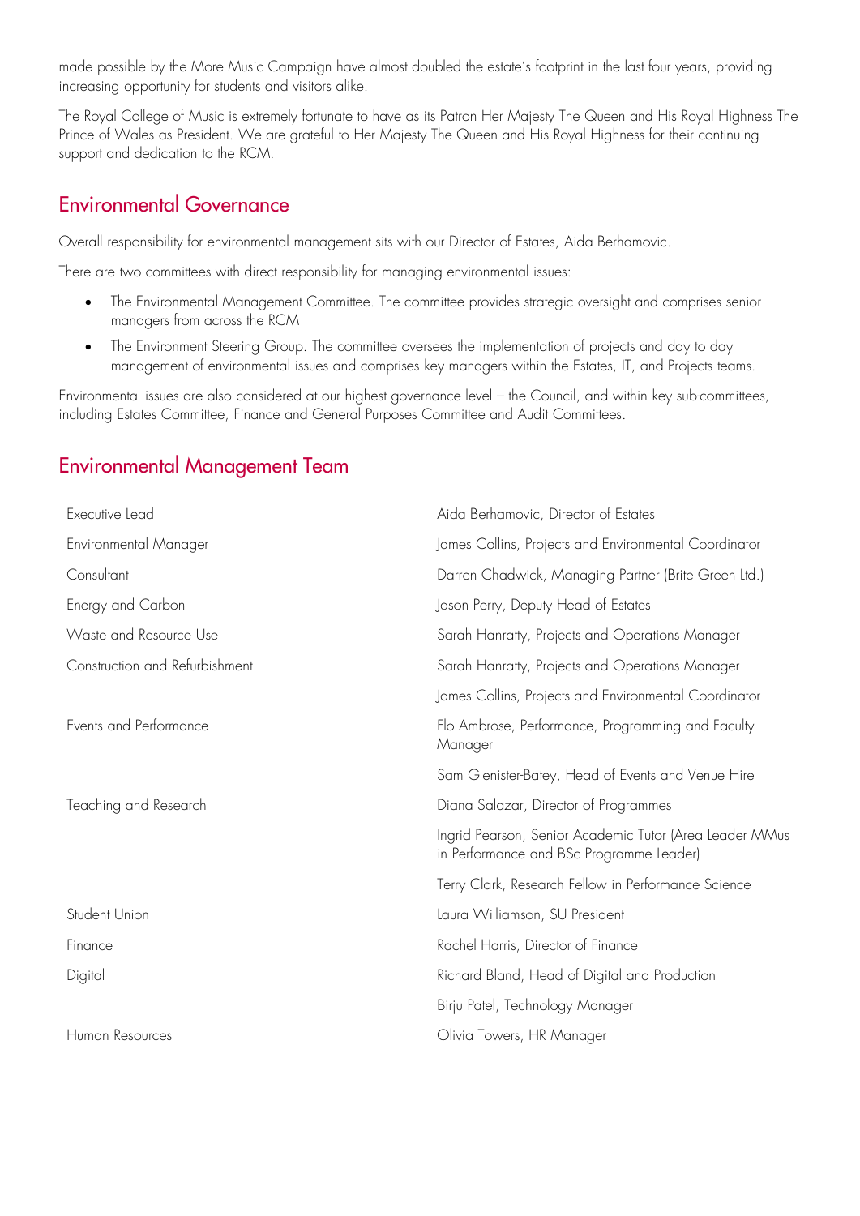made possible by the More Music Campaign have almost doubled the estate's footprint in the last four years, providing increasing opportunity for students and visitors alike.

The Royal College of Music is extremely fortunate to have as its Patron Her Majesty The Queen and His Royal Highness The Prince of Wales as President. We are grateful to Her Majesty The Queen and His Royal Highness for their continuing support and dedication to the RCM.

## Environmental Governance

Overall responsibility for environmental management sits with our Director of Estates, Aida Berhamovic.

There are two committees with direct responsibility for managing environmental issues:

- The Environmental Management Committee. The committee provides strategic oversight and comprises senior managers from across the RCM
- The Environment Steering Group. The committee oversees the implementation of projects and day to day management of environmental issues and comprises key managers within the Estates, IT, and Projects teams.

Environmental issues are also considered at our highest governance level – the Council, and within key sub-committees, including Estates Committee, Finance and General Purposes Committee and Audit Committees.

## Environmental Management Team

| | |
|---|---|
| Executive Lead | Aida Berhamovic, Director of Estates |
| Environmental Manager | James Collins, Projects and Environmental Coordinator |
| Consultant | Darren Chadwick, Managing Partner (Brite Green Ltd.) |
| Energy and Carbon | Jason Perry, Deputy Head of Estates |
| Waste and Resource Use | Sarah Hanratty, Projects and Operations Manager |
| Construction and Refurbishment | Sarah Hanratty, Projects and Operations Manager |
| | James Collins, Projects and Environmental Coordinator |
| Events and Performance | Flo Ambrose, Performance, Programming and Faculty Manager |
| | Sam Glenister-Batey, Head of Events and Venue Hire |
| Teaching and Research | Diana Salazar, Director of Programmes |
| | Ingrid Pearson, Senior Academic Tutor (Area Leader MMus in Performance and BSc Programme Leader) |
| | Terry Clark, Research Fellow in Performance Science |
| Student Union | Laura Williamson, SU President |
| Finance | Rachel Harris, Director of Finance |
| Digital | Richard Bland, Head of Digital and Production |
| | Birju Patel, Technology Manager |
| Human Resources | Olivia Towers, HR Manager |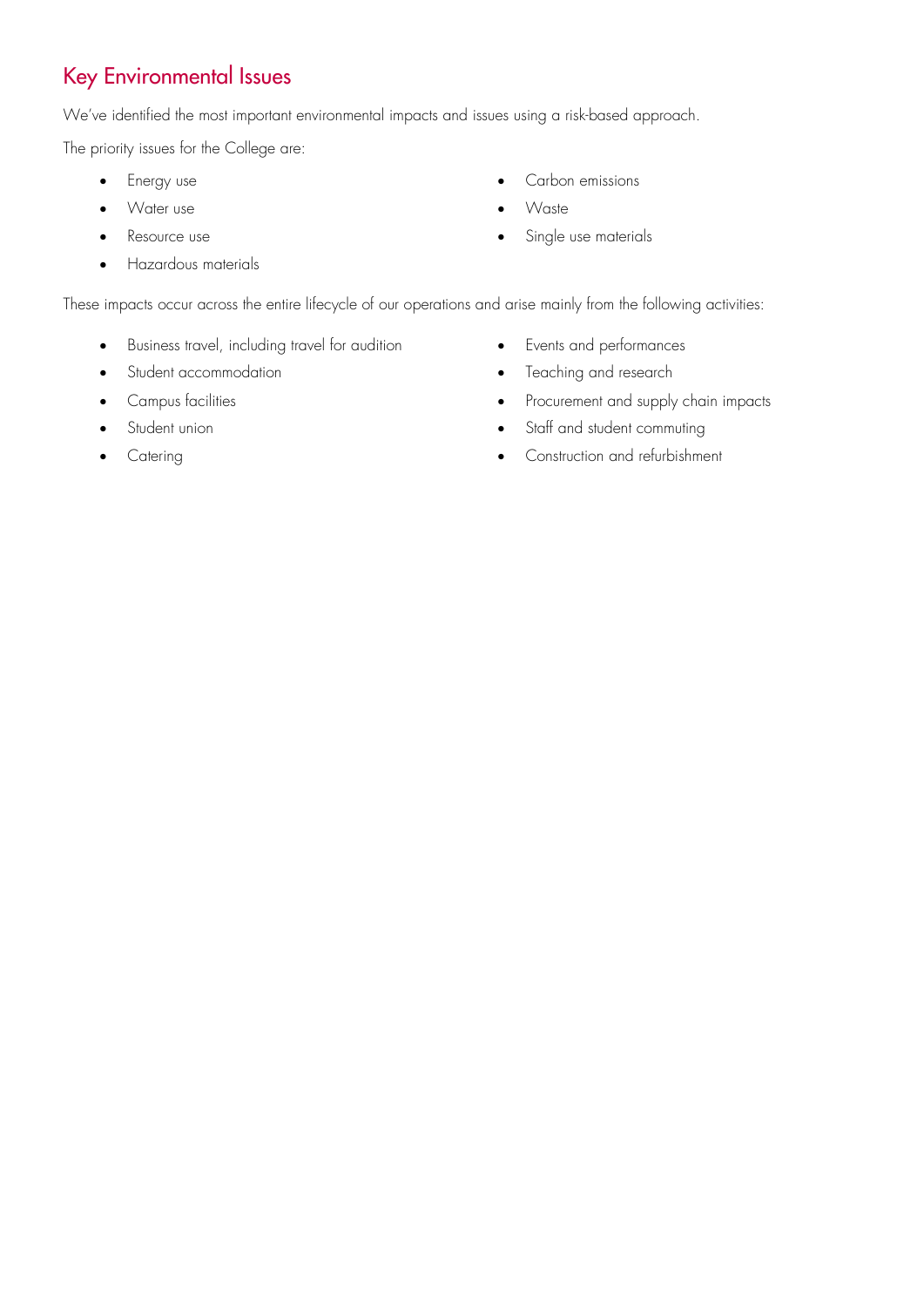## Key Environmental Issues

We've identified the most important environmental impacts and issues using a risk-based approach.

The priority issues for the College are:

- Energy use
- Water use
- Resource use
- Hazardous materials
- Carbon emissions
- Waste
- Single use materials

These impacts occur across the entire lifecycle of our operations and arise mainly from the following activities:

- Business travel, including travel for audition
- Student accommodation
- Campus facilities
- Student union
- Catering
- Events and performances
- Teaching and research
- Procurement and supply chain impacts
- Staff and student commuting
- Construction and refurbishment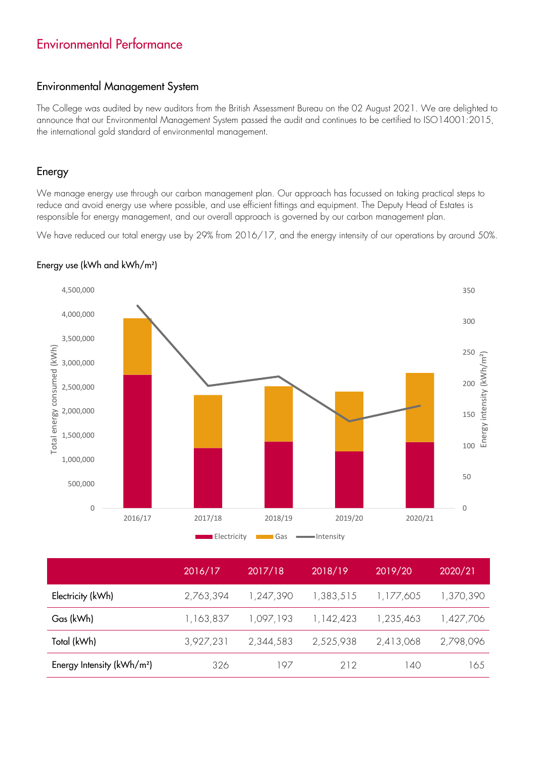# Environmental Performance

## Environmental Management System

The College was audited by new auditors from the British Assessment Bureau on the 02 August 2021. We are delighted to announce that our Environmental Management System passed the audit and continues to be certified to ISO14001:2015, the international gold standard of environmental management.

## Energy

We manage energy use through our carbon management plan. Our approach has focussed on taking practical steps to reduce and avoid energy use where possible, and use efficient fittings and equipment. The Deputy Head of Estates is responsible for energy management, and our overall approach is governed by our carbon management plan.

We have reduced our total energy use by 29% from 2016/17, and the energy intensity of our operations by around 50%.

### Energy use (kWh and kWh/m²)

| | 2016/17 | 2017/18 | 2018/19 | 2019/20 | 2020/21 |
|---|---|---|---|---|---|
| Electricity (kWh) | 2,763,394 | 1,247,390 | 1,383,515 | 1,177,605 | 1,370,390 |
| Gas (kWh) | 1,163,837 | 1,097,193 | 1,142,423 | 1,235,463 | 1,427,706 |
| Total (kWh) | 3,927,231 | 2,344,583 | 2,525,938 | 2,413,068 | 2,798,096 |
| Energy Intensity (kWh/m²) | 326 | 197 | 212 | 140 | 165 |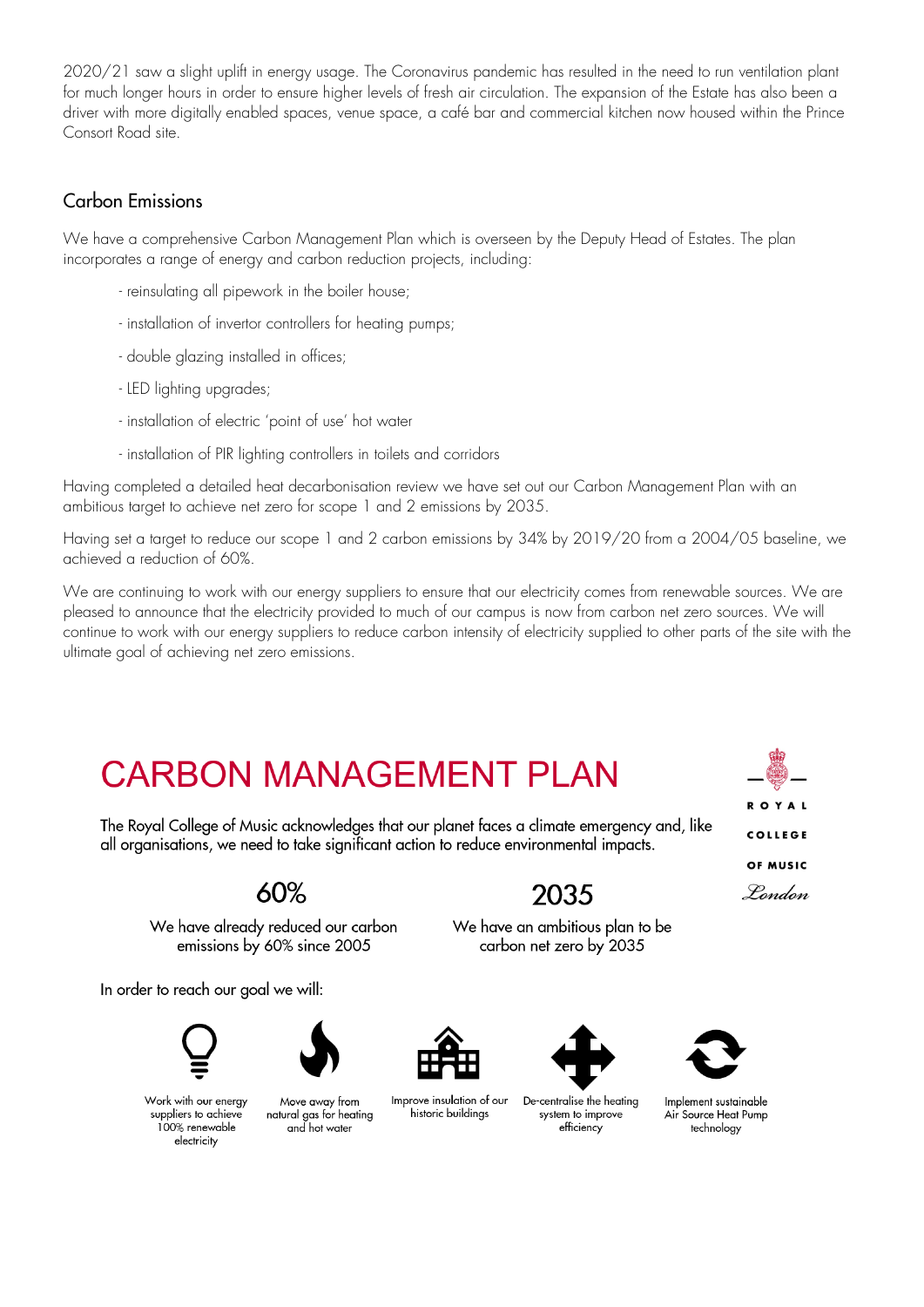2020/21 saw a slight uplift in energy usage. The Coronavirus pandemic has resulted in the need to run ventilation plant for much longer hours in order to ensure higher levels of fresh air circulation. The expansion of the Estate has also been a driver with more digitally enabled spaces, venue space, a café bar and commercial kitchen now housed within the Prince Consort Road site.

## Carbon Emissions

We have a comprehensive Carbon Management Plan which is overseen by the Deputy Head of Estates. The plan incorporates a range of energy and carbon reduction projects, including:

- reinsulating all pipework in the boiler house;
- installation of invertor controllers for heating pumps;
- double glazing installed in offices;
- LED lighting upgrades;
- installation of electric 'point of use' hot water
- installation of PIR lighting controllers in toilets and corridors

Having completed a detailed heat decarbonisation review we have set out our Carbon Management Plan with an ambitious target to achieve net zero for scope 1 and 2 emissions by 2035.

Having set a target to reduce our scope 1 and 2 carbon emissions by 34% by 2019/20 from a 2004/05 baseline, we achieved a reduction of 60%.

We are continuing to work with our energy suppliers to ensure that our electricity comes from renewable sources. We are pleased to announce that the electricity provided to much of our campus is now from carbon net zero sources. We will continue to work with our energy suppliers to reduce carbon intensity of electricity supplied to other parts of the site with the ultimate goal of achieving net zero emissions.

# CARBON MANAGEMENT PLAN

ROYAL COLLEGE OF MUSIC *London*

The Royal College of Music acknowledges that our planet faces a climate emergency and, like all organisations, we need to take significant action to reduce environmental impacts.

**60%**

We have already reduced our carbon emissions by 60% since 2005

**2035**

We have an ambitious plan to be carbon net zero by 2035

In order to reach our goal we will:

- Work with our energy suppliers to achieve 100% renewable electricity
- Move away from natural gas for heating and hot water
- Improve insulation of our historic buildings
- De-centralise the heating system to improve efficiency
- Implement sustainable Air Source Heat Pump technology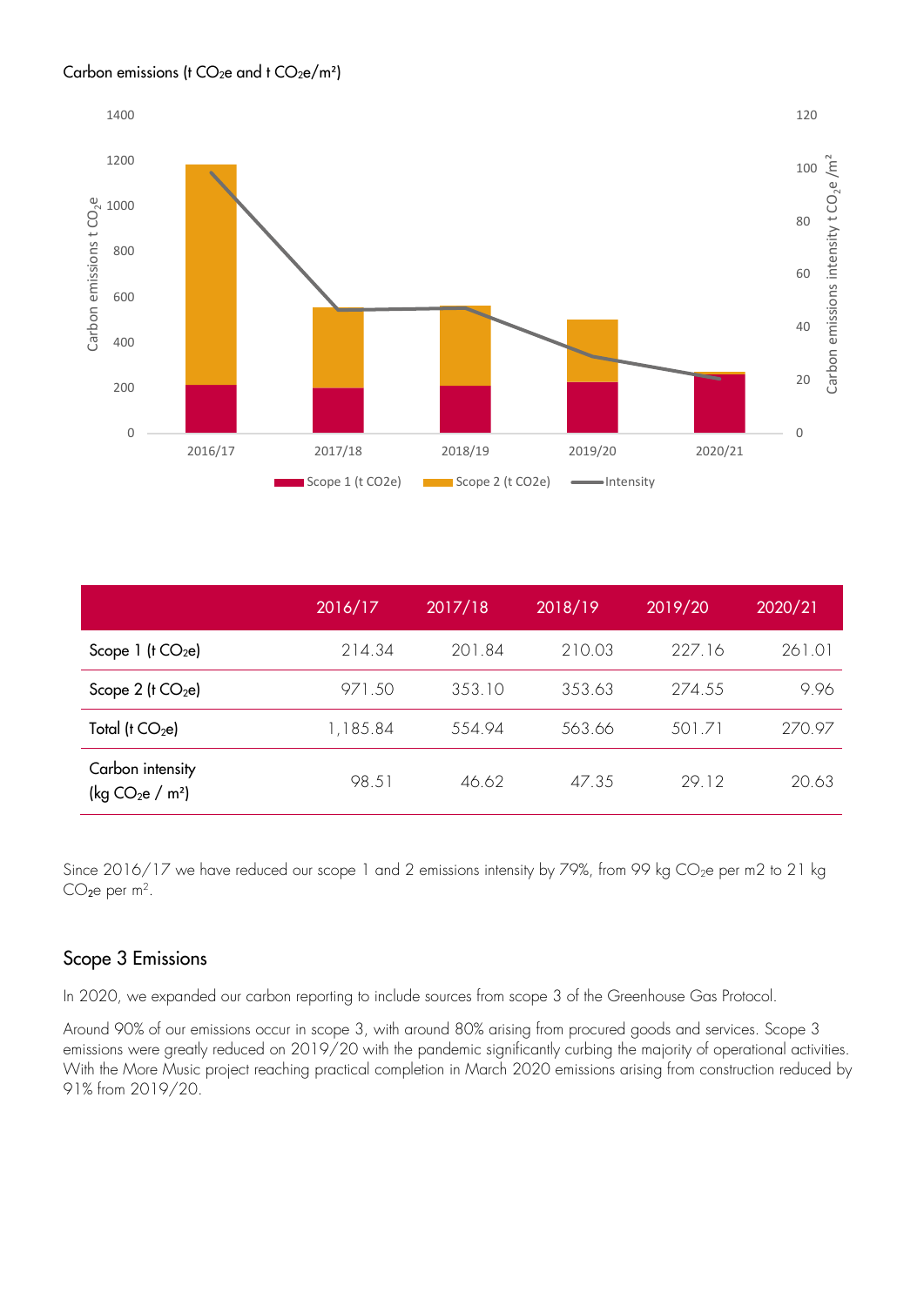Carbon emissions (t $CO_2e$ and t $CO_2e/m^2$)

| | 2016/17 | 2017/18 | 2018/19 | 2019/20 | 2020/21 |
|---|---|---|---|---|---|
| Scope 1 (t $CO_2e$) | 214.34 | 201.84 | 210.03 | 227.16 | 261.01 |
| Scope 2 (t $CO_2e$) | 971.50 | 353.10 | 353.63 | 274.55 | 9.96 |
| Total (t $CO_2e$) | 1,185.84 | 554.94 | 563.66 | 501.71 | 270.97 |
| Carbon intensity (kg $CO_2e$ / $m^2$) | 98.51 | 46.62 | 47.35 | 29.12 | 20.63 |

Since 2016/17 we have reduced our scope 1 and 2 emissions intensity by 79%, from 99 kg $CO_2e$ per m2 to 21 kg $CO_2e$ per $m^2$.

## Scope 3 Emissions

In 2020, we expanded our carbon reporting to include sources from scope 3 of the Greenhouse Gas Protocol.

Around 90% of our emissions occur in scope 3, with around 80% arising from procured goods and services. Scope 3 emissions were greatly reduced on 2019/20 with the pandemic significantly curbing the majority of operational activities. With the More Music project reaching practical completion in March 2020 emissions arising from construction reduced by 91% from 2019/20.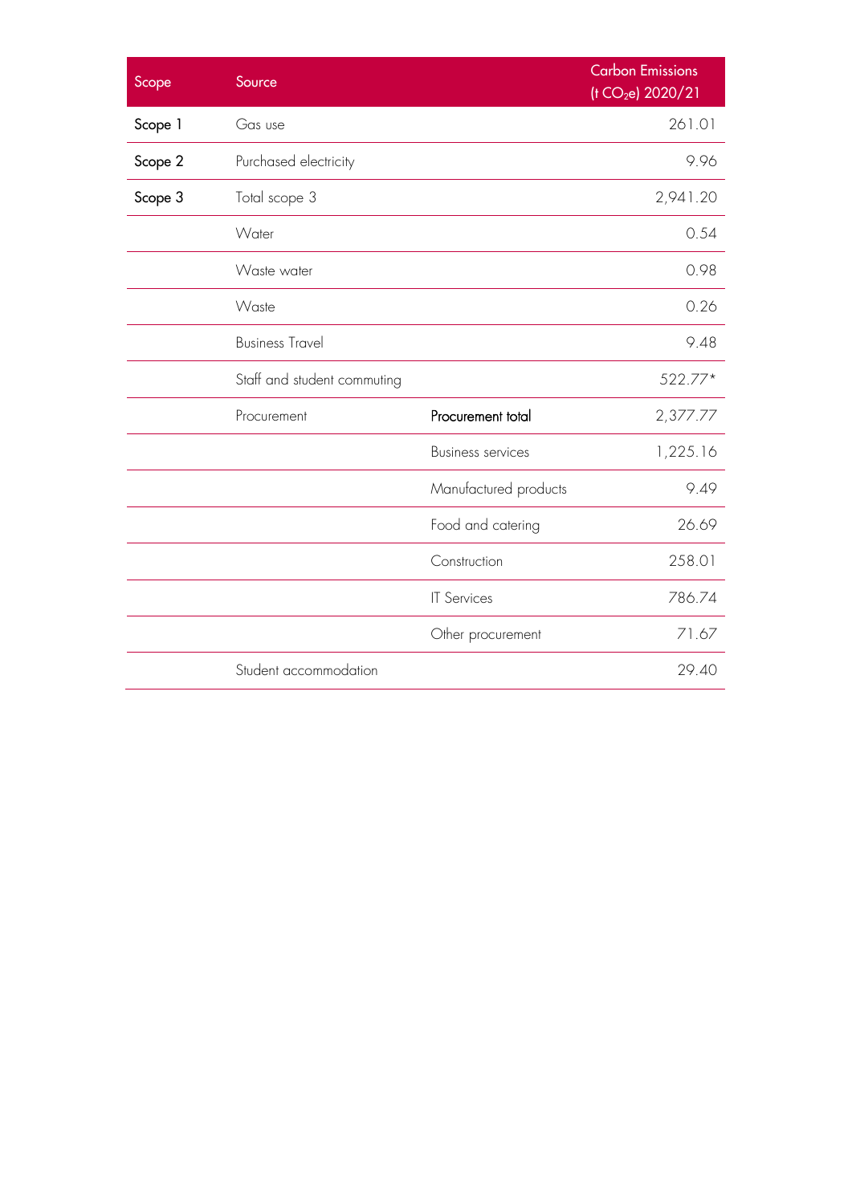| Scope | Source | | Carbon Emissions ($t\ CO_2e$) 2020/21 |
|---|---|---|---|
| Scope 1 | Gas use | | 261.01 |
| Scope 2 | Purchased electricity | | 9.96 |
| Scope 3 | Total scope 3 | | 2,941.20 |
| | Water | | 0.54 |
| | Waste water | | 0.98 |
| | Waste | | 0.26 |
| | Business Travel | | 9.48 |
| | Staff and student commuting | | 522.77* |
| | Procurement | Procurement total | 2,377.77 |
| | | Business services | 1,225.16 |
| | | Manufactured products | 9.49 |
| | | Food and catering | 26.69 |
| | | Construction | 258.01 |
| | | IT Services | 786.74 |
| | | Other procurement | 71.67 |
| | Student accommodation | | 29.40 |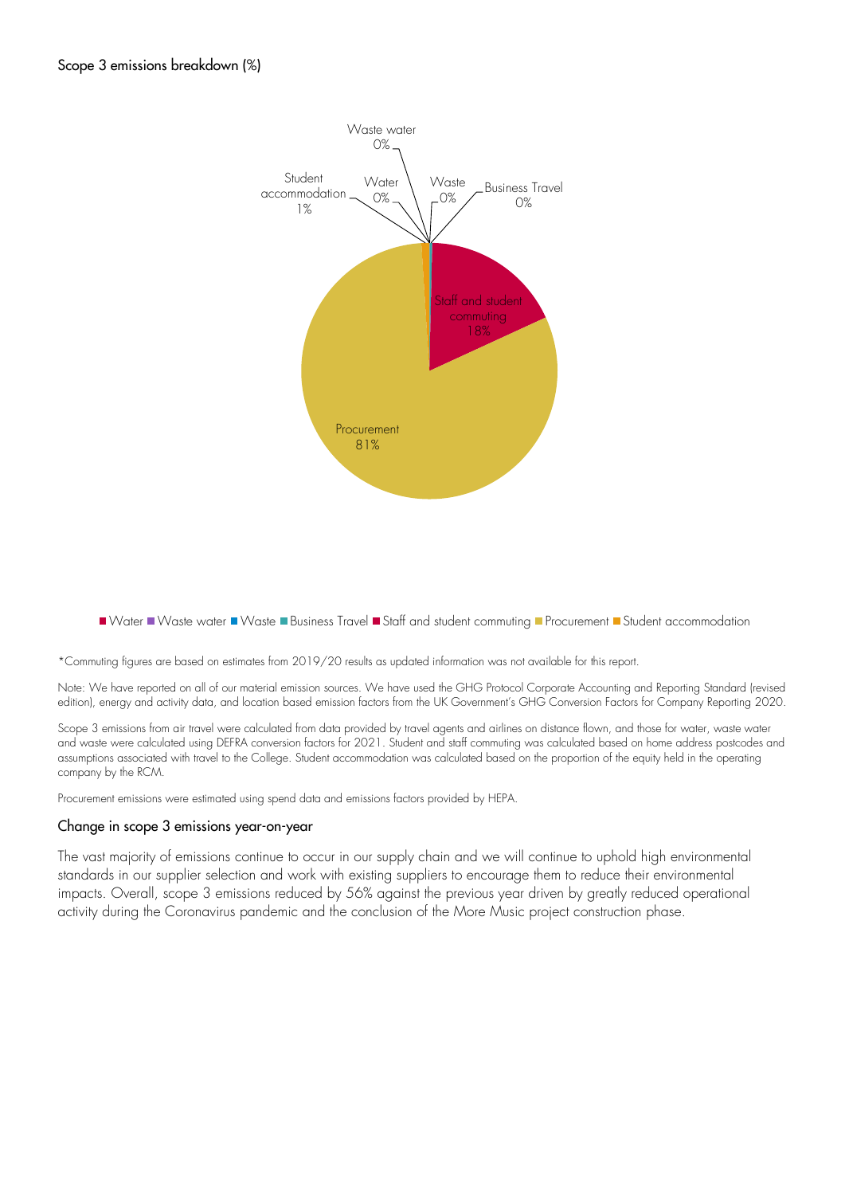Scope 3 emissions breakdown (%)

Waste water 0%

Student accommodation 1%

Water 0%

Waste 0%

Business Travel 0%

Staff and student commuting 18%

Procurement 81%

■ Water ■ Waste water ■ Waste ■ Business Travel ■ Staff and student commuting ■ Procurement ■ Student accommodation

*Commuting figures are based on estimates from 2019/20 results as updated information was not available for this report.

Note: We have reported on all of our material emission sources. We have used the GHG Protocol Corporate Accounting and Reporting Standard (revised edition), energy and activity data, and location based emission factors from the UK Government's GHG Conversion Factors for Company Reporting 2020.

Scope 3 emissions from air travel were calculated from data provided by travel agents and airlines on distance flown, and those for water, waste water and waste were calculated using DEFRA conversion factors for 2021. Student and staff commuting was calculated based on home address postcodes and assumptions associated with travel to the College. Student accommodation was calculated based on the proportion of the equity held in the operating company by the RCM.

Procurement emissions were estimated using spend data and emissions factors provided by HEPA.

## Change in scope 3 emissions year-on-year

The vast majority of emissions continue to occur in our supply chain and we will continue to uphold high environmental standards in our supplier selection and work with existing suppliers to encourage them to reduce their environmental impacts. Overall, scope 3 emissions reduced by 56% against the previous year driven by greatly reduced operational activity during the Coronavirus pandemic and the conclusion of the More Music project construction phase.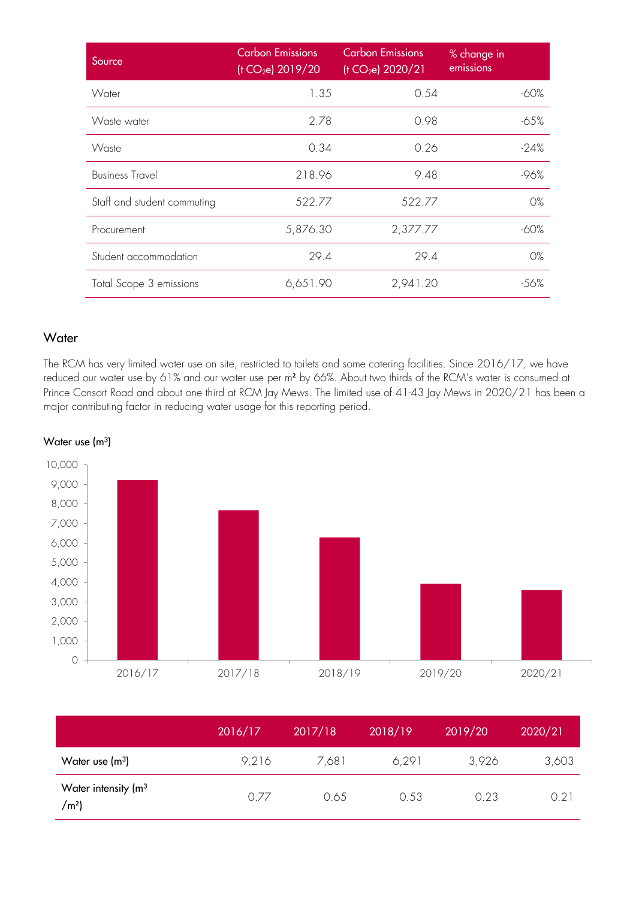| Source | Carbon Emissions (t $CO_2e$) 2019/20 | Carbon Emissions (t $CO_2e$) 2020/21 | % change in emissions |
|---|---|---|---|
| Water | 1.35 | 0.54 | -60% |
| Waste water | 2.78 | 0.98 | -65% |
| Waste | 0.34 | 0.26 | -24% |
| Business Travel | 218.96 | 9.48 | -96% |
| Staff and student commuting | 522.77 | 522.77 | 0% |
| Procurement | 5,876.30 | 2,377.77 | -60% |
| Student accommodation | 29.4 | 29.4 | 0% |
| Total Scope 3 emissions | 6,651.90 | 2,941.20 | -56% |

## Water

The RCM has very limited water use on site, restricted to toilets and some catering facilities. Since 2016/17, we have reduced our water use by 61% and our water use per m² by 66%. About two thirds of the RCM's water is consumed at Prince Consort Road and about one third at RCM Jay Mews. The limited use of 41-43 Jay Mews in 2020/21 has been a major contributing factor in reducing water usage for this reporting period.

Water use ($m^3$)

| | 2016/17 | 2017/18 | 2018/19 | 2019/20 | 2020/21 |
|---|---|---|---|---|---|
| Water use ($m^3$) | 9,216 | 7,681 | 6,291 | 3,926 | 3,603 |
| Water intensity ($m^3/m^2$) | 0.77 | 0.65 | 0.53 | 0.23 | 0.21 |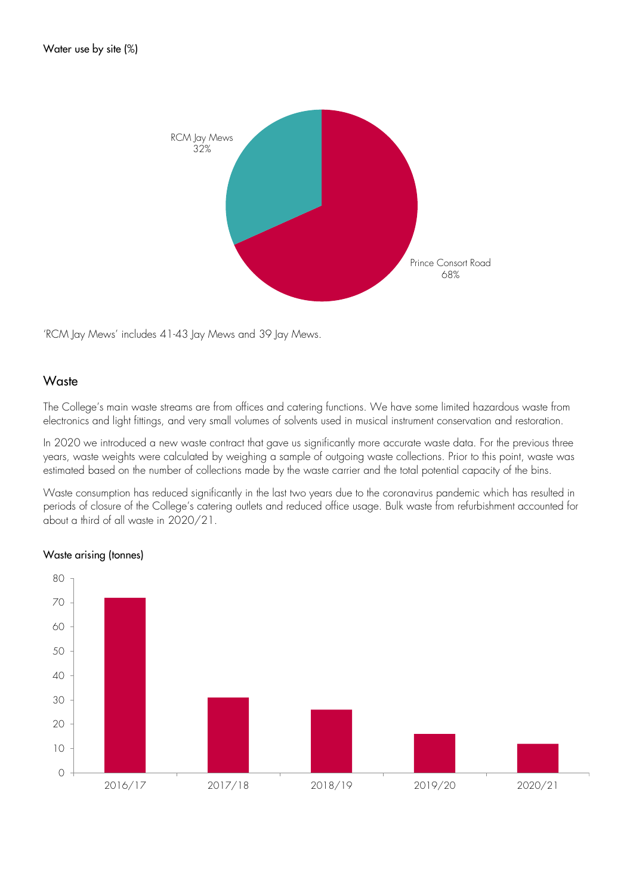Water use by site (%)

RCM Jay Mews 32%

Prince Consort Road 68%

'RCM Jay Mews' includes 41-43 Jay Mews and 39 Jay Mews.

## Waste

The College's main waste streams are from offices and catering functions. We have some limited hazardous waste from electronics and light fittings, and very small volumes of solvents used in musical instrument conservation and restoration.

In 2020 we introduced a new waste contract that gave us significantly more accurate waste data. For the previous three years, waste weights were calculated by weighing a sample of outgoing waste collections. Prior to this point, waste was estimated based on the number of collections made by the waste carrier and the total potential capacity of the bins.

Waste consumption has reduced significantly in the last two years due to the coronavirus pandemic which has resulted in periods of closure of the College's catering outlets and reduced office usage. Bulk waste from refurbishment accounted for about a third of all waste in 2020/21.

Waste arising (tonnes)

| Year | Waste arising (tonnes) |
| --- | --- |
| 2016/17 | ~72 |
| 2017/18 | ~31 |
| 2018/19 | ~26 |
| 2019/20 | ~16 |
| 2020/21 | ~12 |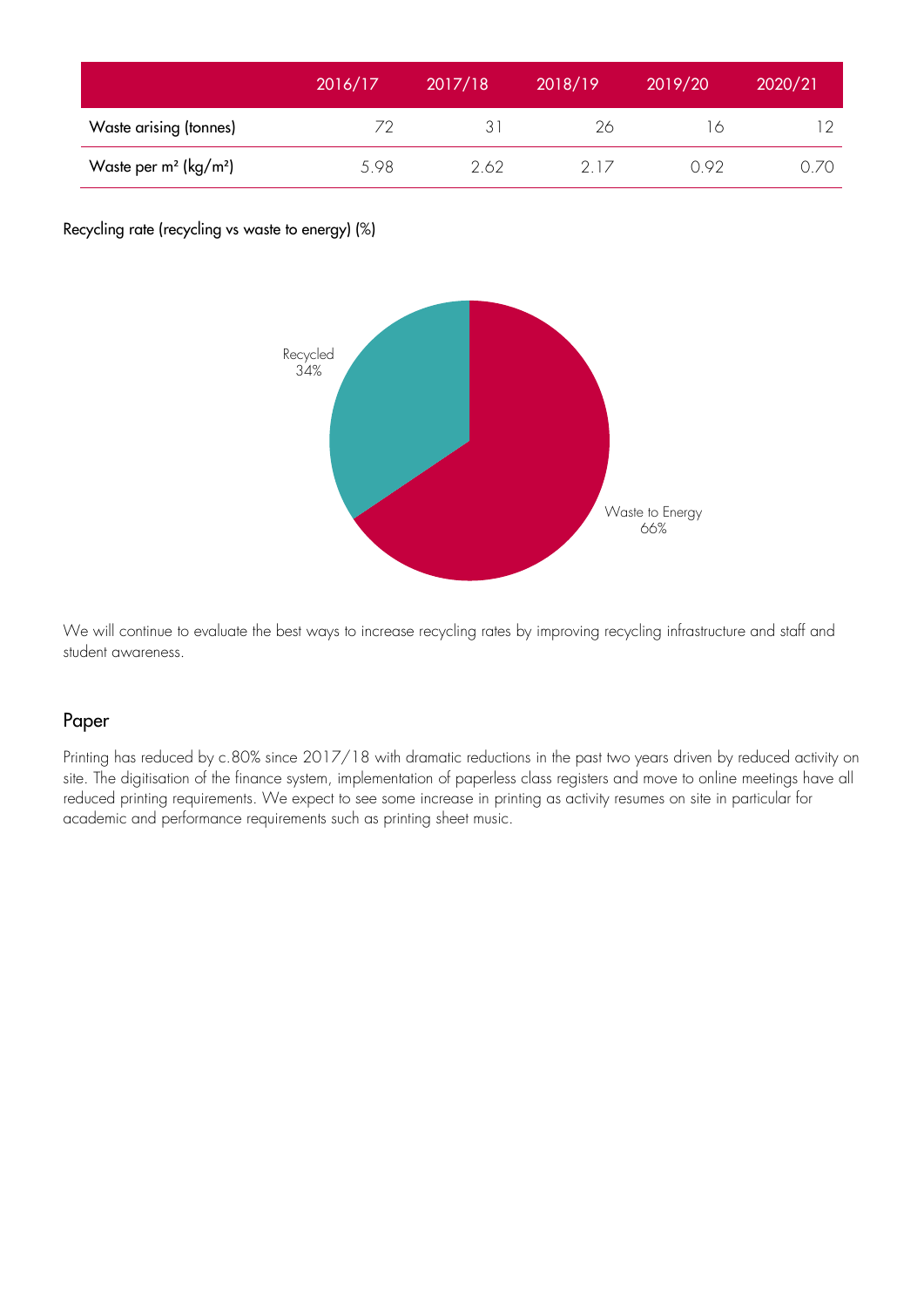| | 2016/17 | 2017/18 | 2018/19 | 2019/20 | 2020/21 |
|---|---|---|---|---|---|
| Waste arising (tonnes) | 72 | 31 | 26 | 16 | 12 |
| Waste per m² (kg/m²) | 5.98 | 2.62 | 2.17 | 0.92 | 0.70 |

Recycling rate (recycling vs waste to energy) (%)

Recycled 34%

Waste to Energy 66%

We will continue to evaluate the best ways to increase recycling rates by improving recycling infrastructure and staff and student awareness.

## Paper

Printing has reduced by c.80% since 2017/18 with dramatic reductions in the past two years driven by reduced activity on site. The digitisation of the finance system, implementation of paperless class registers and move to online meetings have all reduced printing requirements. We expect to see some increase in printing as activity resumes on site in particular for academic and performance requirements such as printing sheet music.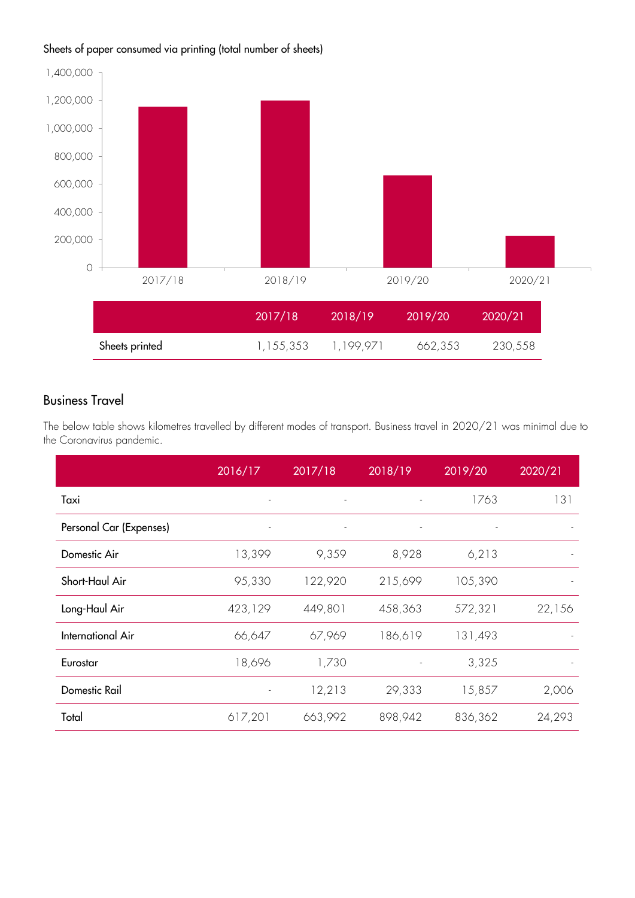Sheets of paper consumed via printing (total number of sheets)

| | 2017/18 | 2018/19 | 2019/20 | 2020/21 |
|---|---|---|---|---|
| Sheets printed | 1,155,353 | 1,199,971 | 662,353 | 230,558 |

## Business Travel

The below table shows kilometres travelled by different modes of transport. Business travel in 2020/21 was minimal due to the Coronavirus pandemic.

| | 2016/17 | 2017/18 | 2018/19 | 2019/20 | 2020/21 |
|---|---|---|---|---|---|
| Taxi | - | - | - | 1763 | 131 |
| Personal Car (Expenses) | - | - | - | - | - |
| Domestic Air | 13,399 | 9,359 | 8,928 | 6,213 | - |
| Short-Haul Air | 95,330 | 122,920 | 215,699 | 105,390 | - |
| Long-Haul Air | 423,129 | 449,801 | 458,363 | 572,321 | 22,156 |
| International Air | 66,647 | 67,969 | 186,619 | 131,493 | - |
| Eurostar | 18,696 | 1,730 | - | 3,325 | - |
| Domestic Rail | - | 12,213 | 29,333 | 15,857 | 2,006 |
| Total | 617,201 | 663,992 | 898,942 | 836,362 | 24,293 |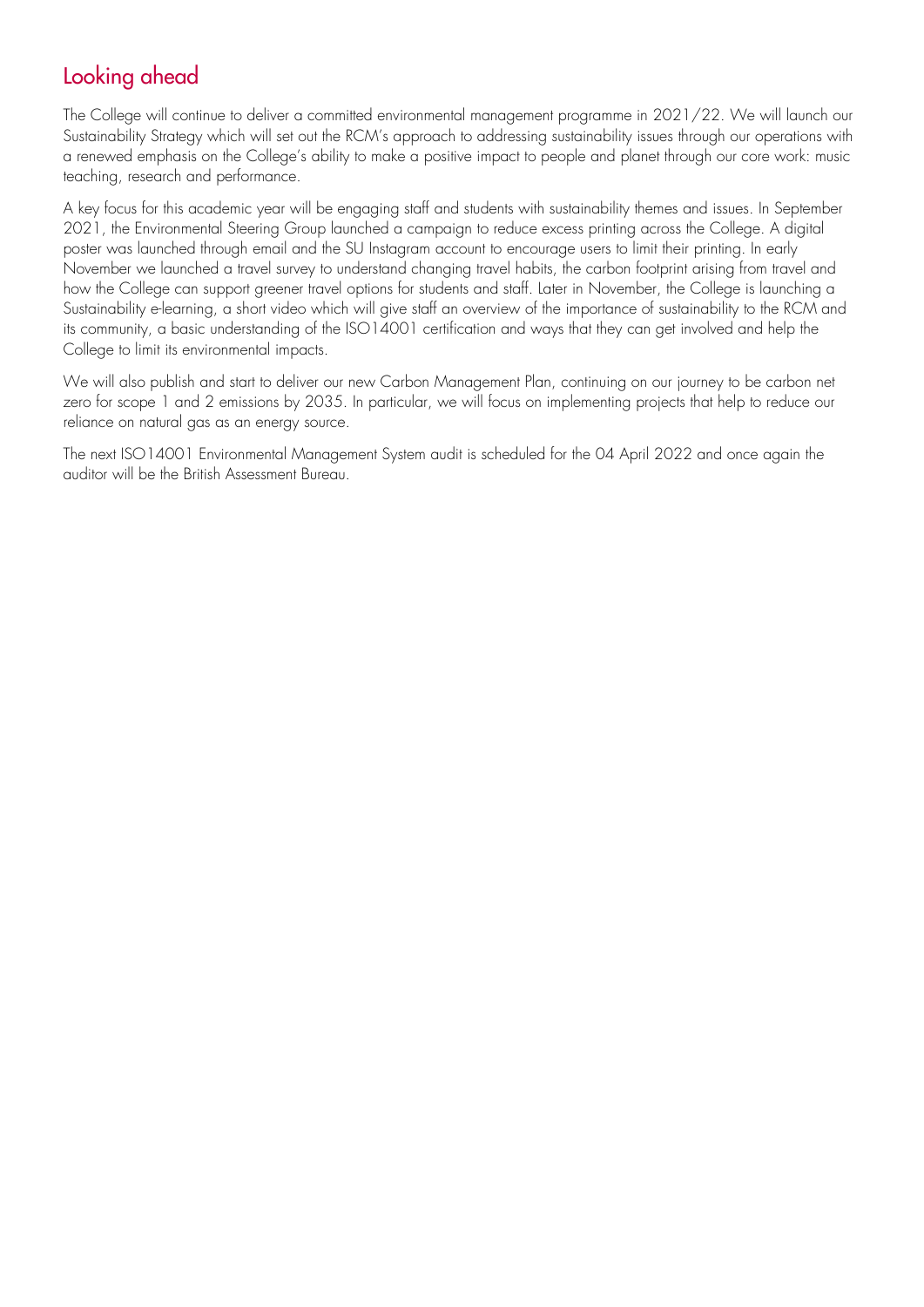## Looking ahead

The College will continue to deliver a committed environmental management programme in 2021/22. We will launch our Sustainability Strategy which will set out the RCM's approach to addressing sustainability issues through our operations with a renewed emphasis on the College's ability to make a positive impact to people and planet through our core work: music teaching, research and performance.

A key focus for this academic year will be engaging staff and students with sustainability themes and issues. In September 2021, the Environmental Steering Group launched a campaign to reduce excess printing across the College. A digital poster was launched through email and the SU Instagram account to encourage users to limit their printing. In early November we launched a travel survey to understand changing travel habits, the carbon footprint arising from travel and how the College can support greener travel options for students and staff. Later in November, the College is launching a Sustainability e-learning, a short video which will give staff an overview of the importance of sustainability to the RCM and its community, a basic understanding of the ISO14001 certification and ways that they can get involved and help the College to limit its environmental impacts.

We will also publish and start to deliver our new Carbon Management Plan, continuing on our journey to be carbon net zero for scope 1 and 2 emissions by 2035. In particular, we will focus on implementing projects that help to reduce our reliance on natural gas as an energy source.

The next ISO14001 Environmental Management System audit is scheduled for the 04 April 2022 and once again the auditor will be the British Assessment Bureau.